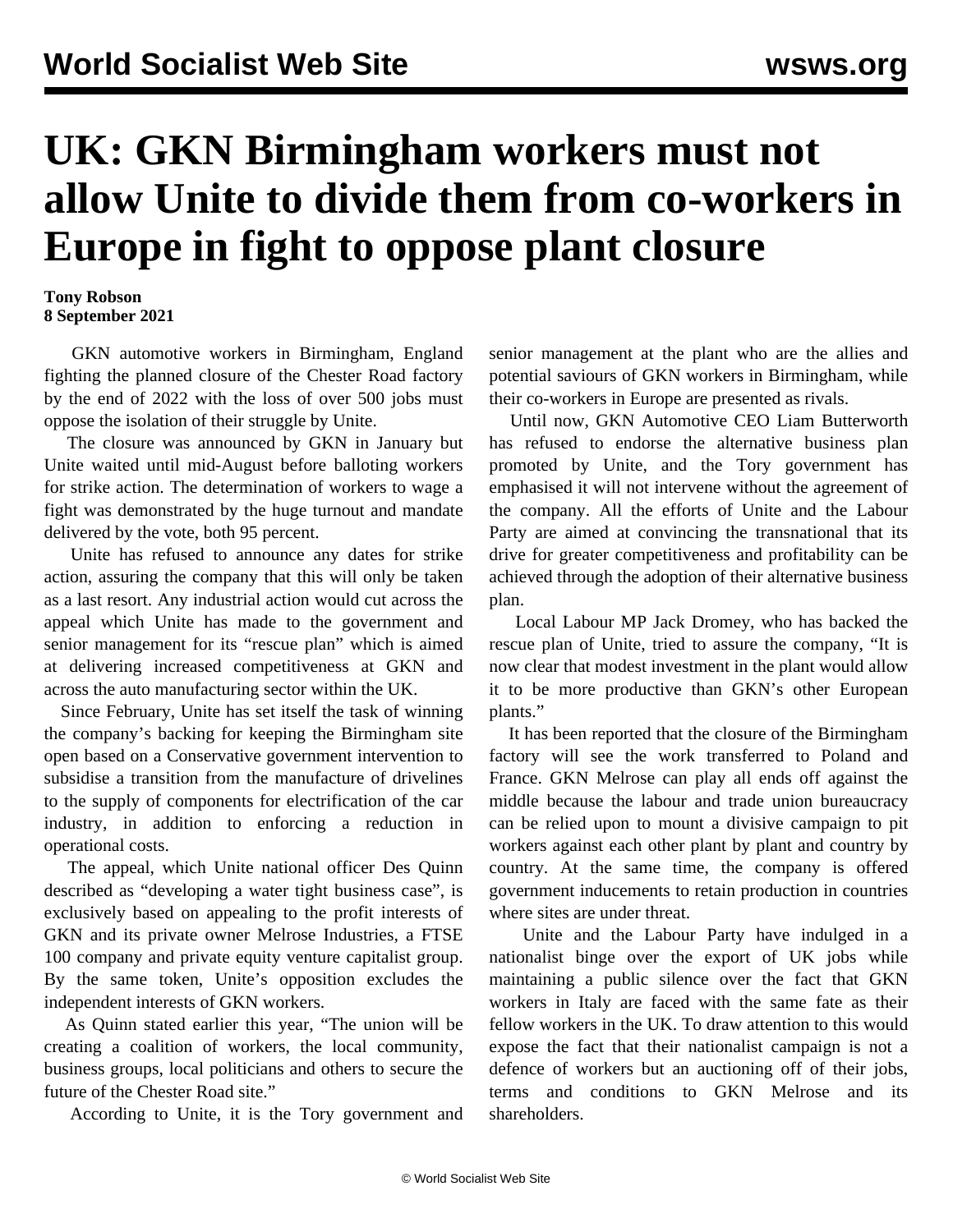# UK: GKN Birmingham workers must not allow Unite to divide them from co-workers in Europe in fight to oppose plant closure

**Tony Robson**
**8 September 2021**

GKN automotive workers in Birmingham, England fighting the planned closure of the Chester Road factory by the end of 2022 with the loss of over 500 jobs must oppose the isolation of their struggle by Unite.

The closure was announced by GKN in January but Unite waited until mid-August before balloting workers for strike action. The determination of workers to wage a fight was demonstrated by the huge turnout and mandate delivered by the vote, both 95 percent.

Unite has refused to announce any dates for strike action, assuring the company that this will only be taken as a last resort. Any industrial action would cut across the appeal which Unite has made to the government and senior management for its "rescue plan" which is aimed at delivering increased competitiveness at GKN and across the auto manufacturing sector within the UK.

Since February, Unite has set itself the task of winning the company's backing for keeping the Birmingham site open based on a Conservative government intervention to subsidise a transition from the manufacture of drivelines to the supply of components for electrification of the car industry, in addition to enforcing a reduction in operational costs.

The appeal, which Unite national officer Des Quinn described as "developing a water tight business case", is exclusively based on appealing to the profit interests of GKN and its private owner Melrose Industries, a FTSE 100 company and private equity venture capitalist group. By the same token, Unite's opposition excludes the independent interests of GKN workers.

As Quinn stated earlier this year, "The union will be creating a coalition of workers, the local community, business groups, local politicians and others to secure the future of the Chester Road site."

According to Unite, it is the Tory government and senior management at the plant who are the allies and potential saviours of GKN workers in Birmingham, while their co-workers in Europe are presented as rivals.

Until now, GKN Automotive CEO Liam Butterworth has refused to endorse the alternative business plan promoted by Unite, and the Tory government has emphasised it will not intervene without the agreement of the company. All the efforts of Unite and the Labour Party are aimed at convincing the transnational that its drive for greater competitiveness and profitability can be achieved through the adoption of their alternative business plan.

Local Labour MP Jack Dromey, who has backed the rescue plan of Unite, tried to assure the company, "It is now clear that modest investment in the plant would allow it to be more productive than GKN's other European plants."

It has been reported that the closure of the Birmingham factory will see the work transferred to Poland and France. GKN Melrose can play all ends off against the middle because the labour and trade union bureaucracy can be relied upon to mount a divisive campaign to pit workers against each other plant by plant and country by country. At the same time, the company is offered government inducements to retain production in countries where sites are under threat.

Unite and the Labour Party have indulged in a nationalist binge over the export of UK jobs while maintaining a public silence over the fact that GKN workers in Italy are faced with the same fate as their fellow workers in the UK. To draw attention to this would expose the fact that their nationalist campaign is not a defence of workers but an auctioning off of their jobs, terms and conditions to GKN Melrose and its shareholders.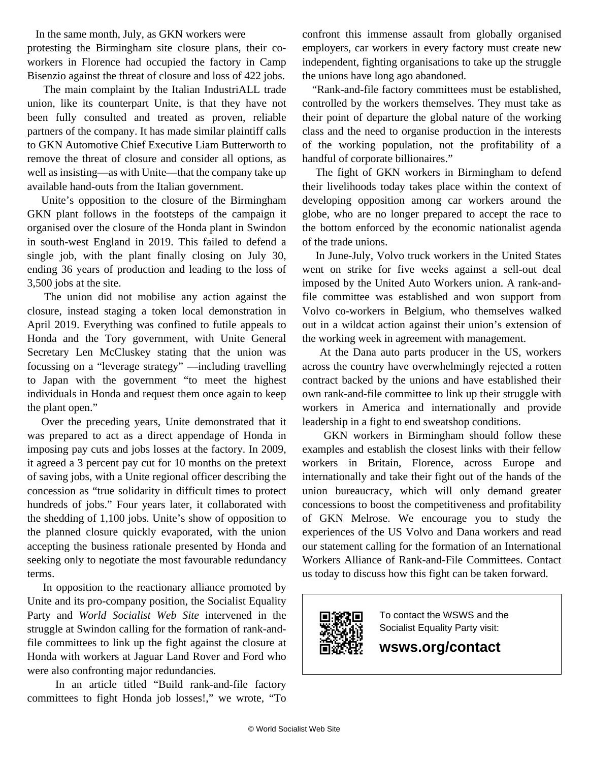In the same month, July, as GKN workers were protesting the Birmingham site closure plans, their co-workers in Florence had occupied the factory in Camp Bisenzio against the threat of closure and loss of 422 jobs.

The main complaint by the Italian IndustriALL trade union, like its counterpart Unite, is that they have not been fully consulted and treated as proven, reliable partners of the company. It has made similar plaintiff calls to GKN Automotive Chief Executive Liam Butterworth to remove the threat of closure and consider all options, as well as insisting—as with Unite—that the company take up available hand-outs from the Italian government.

Unite's opposition to the closure of the Birmingham GKN plant follows in the footsteps of the campaign it organised over the closure of the Honda plant in Swindon in south-west England in 2019. This failed to defend a single job, with the plant finally closing on July 30, ending 36 years of production and leading to the loss of 3,500 jobs at the site.

The union did not mobilise any action against the closure, instead staging a token local demonstration in April 2019. Everything was confined to futile appeals to Honda and the Tory government, with Unite General Secretary Len McCluskey stating that the union was focussing on a "leverage strategy" —including travelling to Japan with the government "to meet the highest individuals in Honda and request them once again to keep the plant open."

Over the preceding years, Unite demonstrated that it was prepared to act as a direct appendage of Honda in imposing pay cuts and jobs losses at the factory. In 2009, it agreed a 3 percent pay cut for 10 months on the pretext of saving jobs, with a Unite regional officer describing the concession as "true solidarity in difficult times to protect hundreds of jobs." Four years later, it collaborated with the shedding of 1,100 jobs. Unite's show of opposition to the planned closure quickly evaporated, with the union accepting the business rationale presented by Honda and seeking only to negotiate the most favourable redundancy terms.

In opposition to the reactionary alliance promoted by Unite and its pro-company position, the Socialist Equality Party and *World Socialist Web Site* intervened in the struggle at Swindon calling for the formation of rank-and-file committees to link up the fight against the closure at Honda with workers at Jaguar Land Rover and Ford who were also confronting major redundancies.

In an article titled "Build rank-and-file factory committees to fight Honda job losses!," we wrote, "To confront this immense assault from globally organised employers, car workers in every factory must create new independent, fighting organisations to take up the struggle the unions have long ago abandoned.

"Rank-and-file factory committees must be established, controlled by the workers themselves. They must take as their point of departure the global nature of the working class and the need to organise production in the interests of the working population, not the profitability of a handful of corporate billionaires."

The fight of GKN workers in Birmingham to defend their livelihoods today takes place within the context of developing opposition among car workers around the globe, who are no longer prepared to accept the race to the bottom enforced by the economic nationalist agenda of the trade unions.

In June-July, Volvo truck workers in the United States went on strike for five weeks against a sell-out deal imposed by the United Auto Workers union. A rank-and-file committee was established and won support from Volvo co-workers in Belgium, who themselves walked out in a wildcat action against their union's extension of the working week in agreement with management.

At the Dana auto parts producer in the US, workers across the country have overwhelmingly rejected a rotten contract backed by the unions and have established their own rank-and-file committee to link up their struggle with workers in America and internationally and provide leadership in a fight to end sweatshop conditions.

GKN workers in Birmingham should follow these examples and establish the closest links with their fellow workers in Britain, Florence, across Europe and internationally and take their fight out of the hands of the union bureaucracy, which will only demand greater concessions to boost the competitiveness and profitability of GKN Melrose. We encourage you to study the experiences of the US Volvo and Dana workers and read our statement calling for the formation of an International Workers Alliance of Rank-and-File Committees. Contact us today to discuss how this fight can be taken forward.

To contact the WSWS and the Socialist Equality Party visit:

**wsws.org/contact**